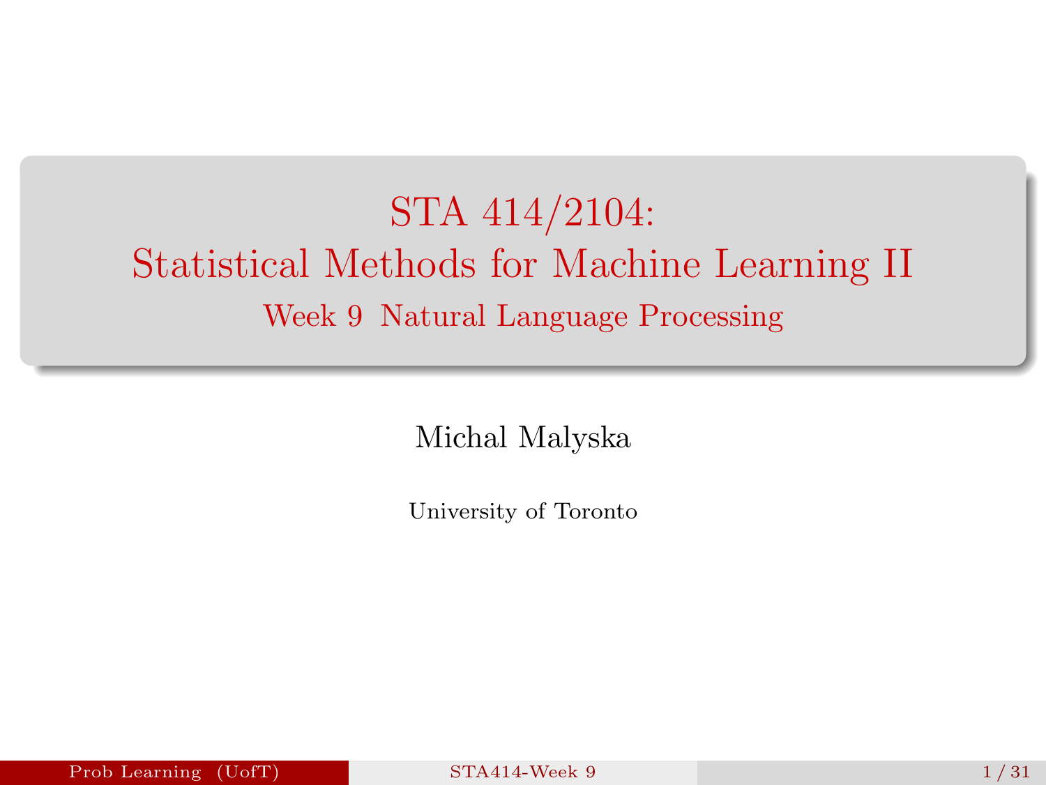# STA 414/2104: Statistical Methods for Machine Learning II

## Week 9 Natural Language Processing

Michal Malyska

University of Toronto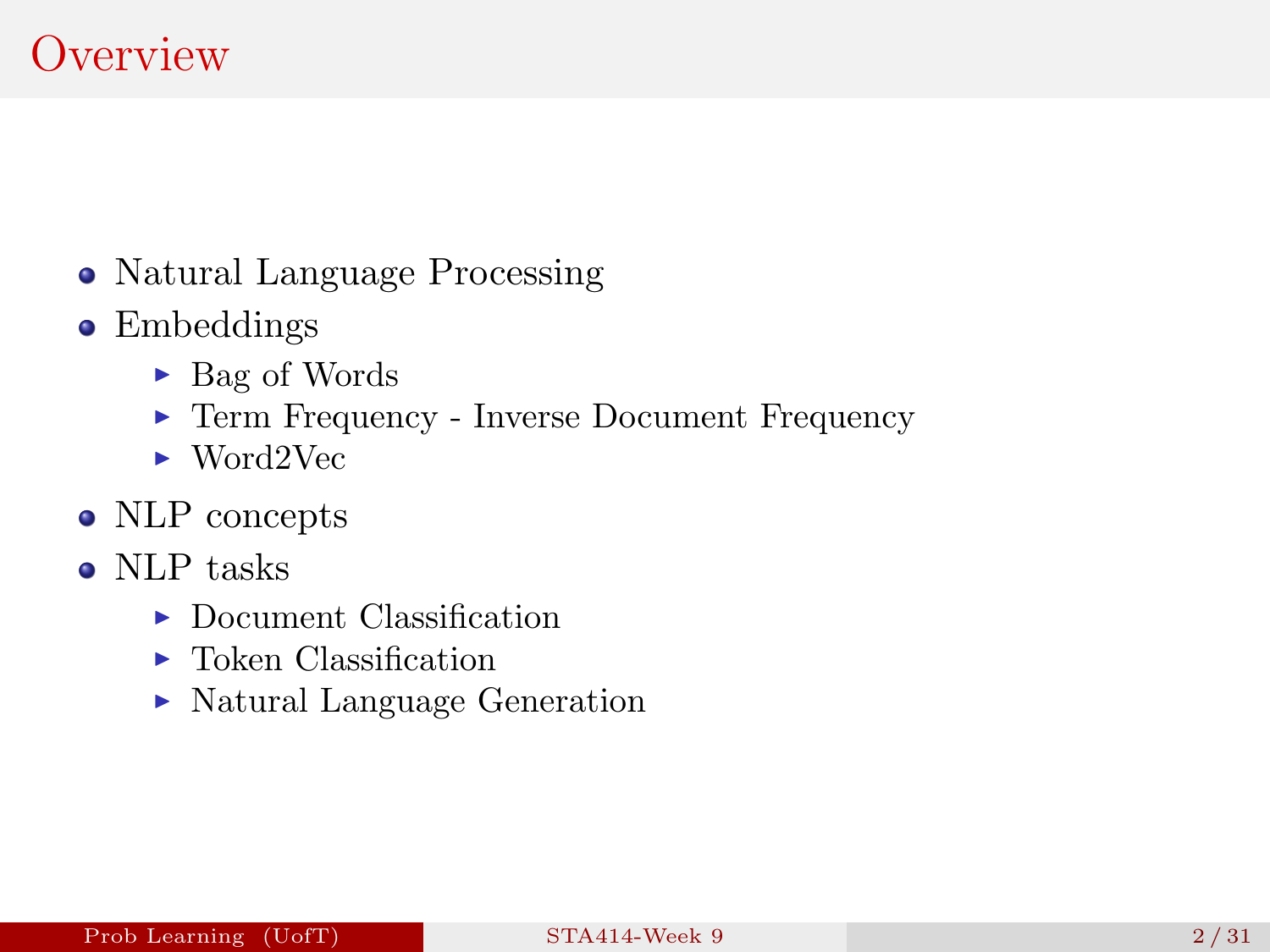# Overview

- Natural Language Processing
- Embeddings
  - Bag of Words
  - Term Frequency - Inverse Document Frequency
  - Word2Vec
- NLP concepts
- NLP tasks
  - Document Classification
  - Token Classification
  - Natural Language Generation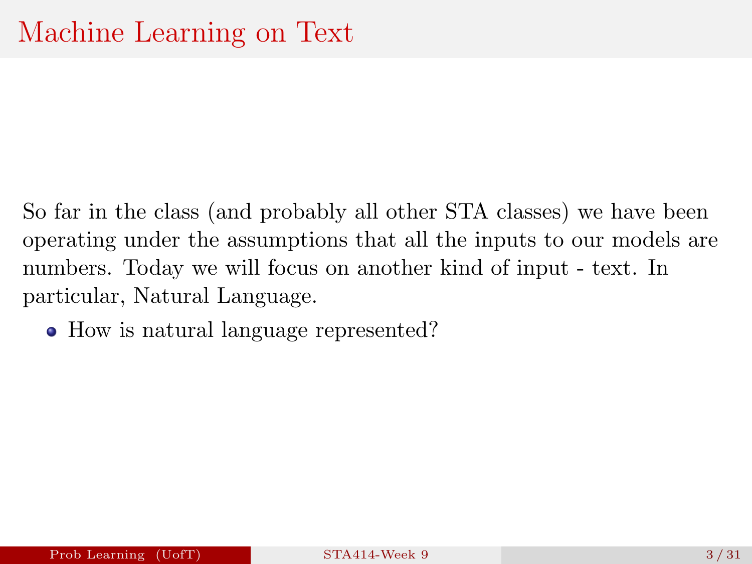# Machine Learning on Text

So far in the class (and probably all other STA classes) we have been operating under the assumptions that all the inputs to our models are numbers. Today we will focus on another kind of input - text. In particular, Natural Language.

- How is natural language represented?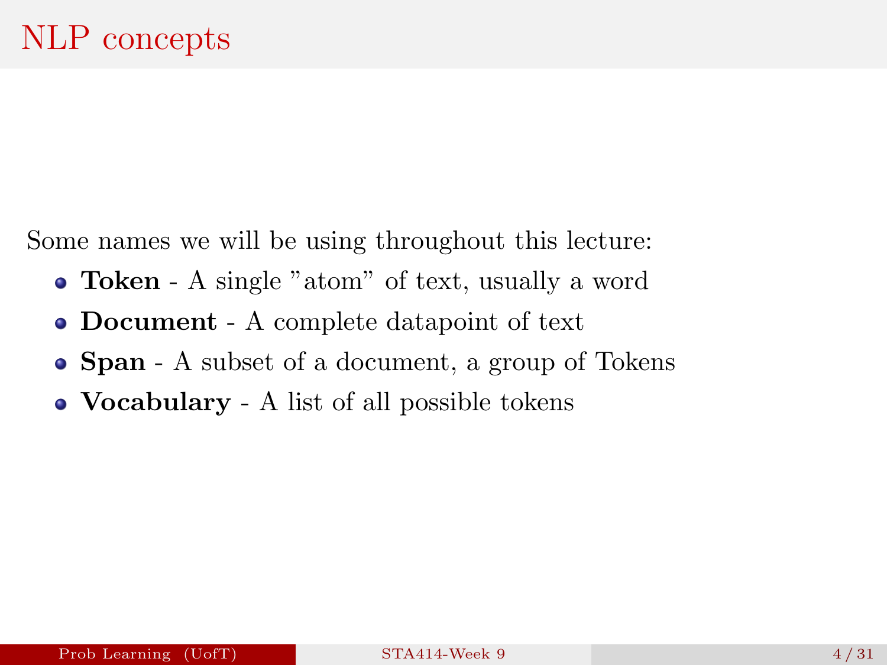# NLP concepts

Some names we will be using throughout this lecture:

- **Token** - A single "atom" of text, usually a word
- **Document** - A complete datapoint of text
- **Span** - A subset of a document, a group of Tokens
- **Vocabulary** - A list of all possible tokens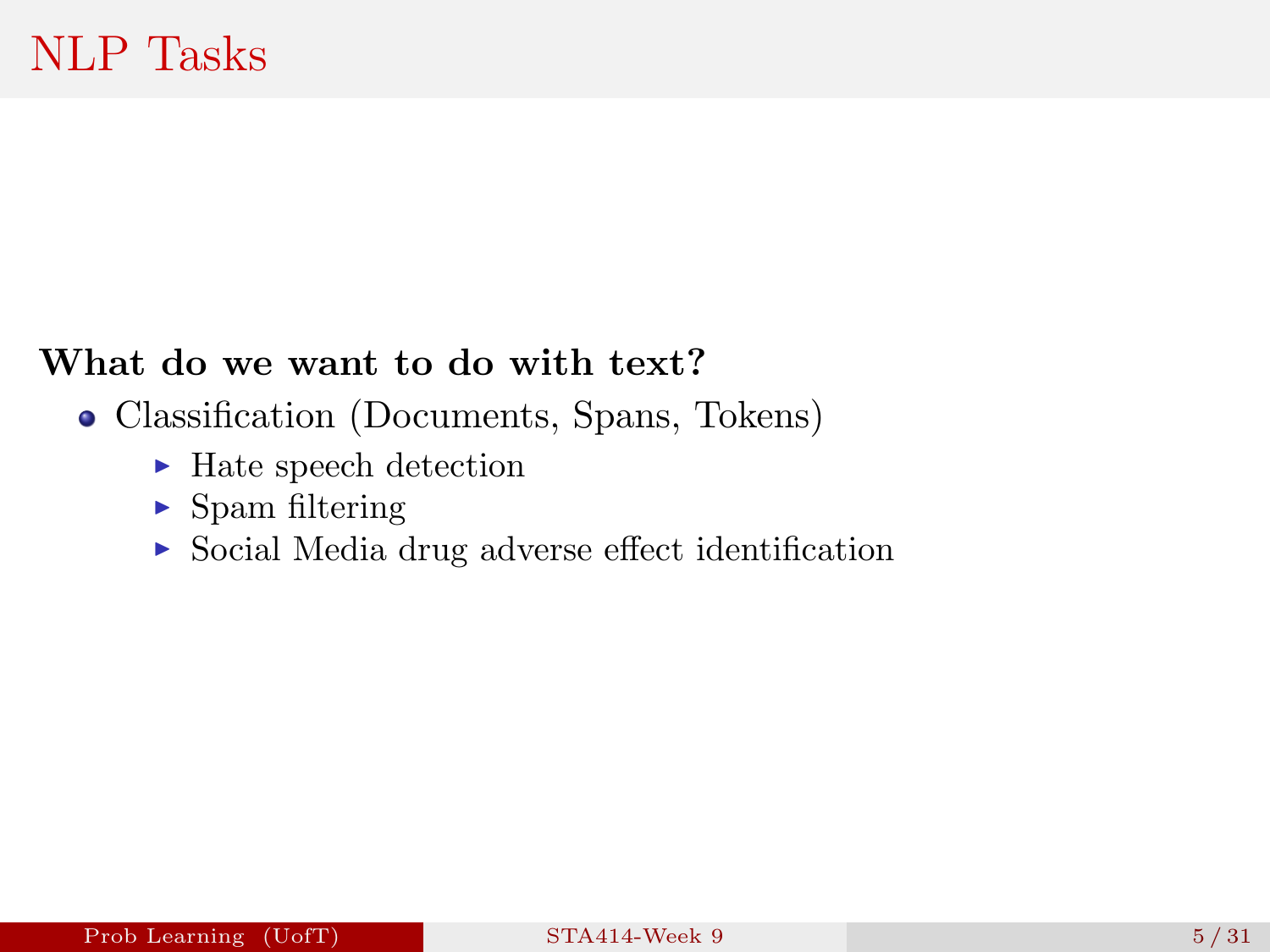# NLP Tasks

**What do we want to do with text?**

- Classification (Documents, Spans, Tokens)
  - Hate speech detection
  - Spam filtering
  - Social Media drug adverse effect identification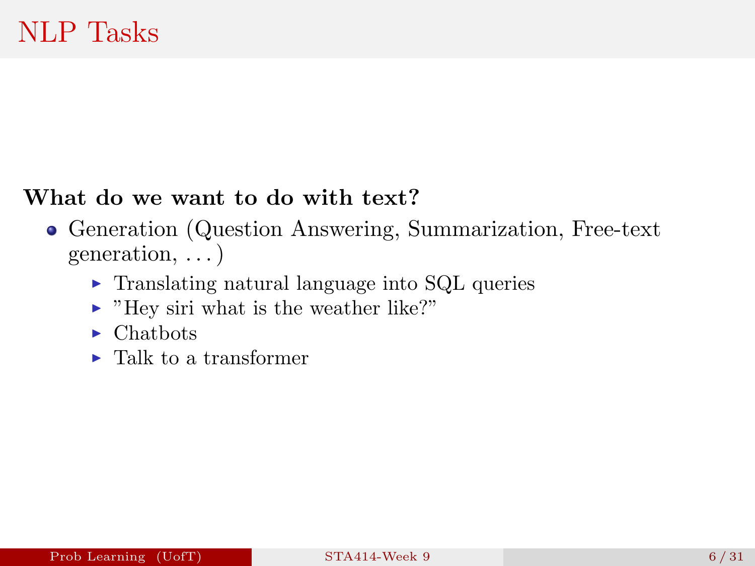# NLP Tasks

**What do we want to do with text?**

- Generation (Question Answering, Summarization, Free-text generation, . . . )
  - Translating natural language into SQL queries
  - "Hey siri what is the weather like?"
  - Chatbots
  - Talk to a transformer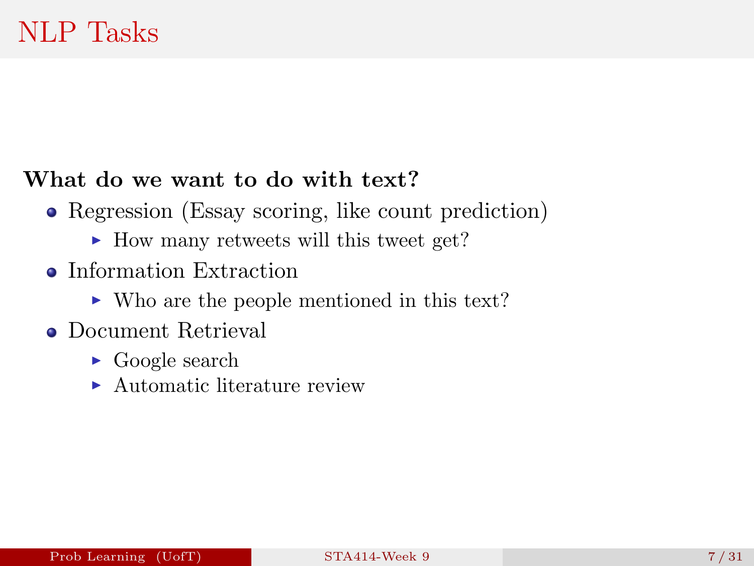# NLP Tasks

**What do we want to do with text?**

- Regression (Essay scoring, like count prediction)
  - How many retweets will this tweet get?
- Information Extraction
  - Who are the people mentioned in this text?
- Document Retrieval
  - Google search
  - Automatic literature review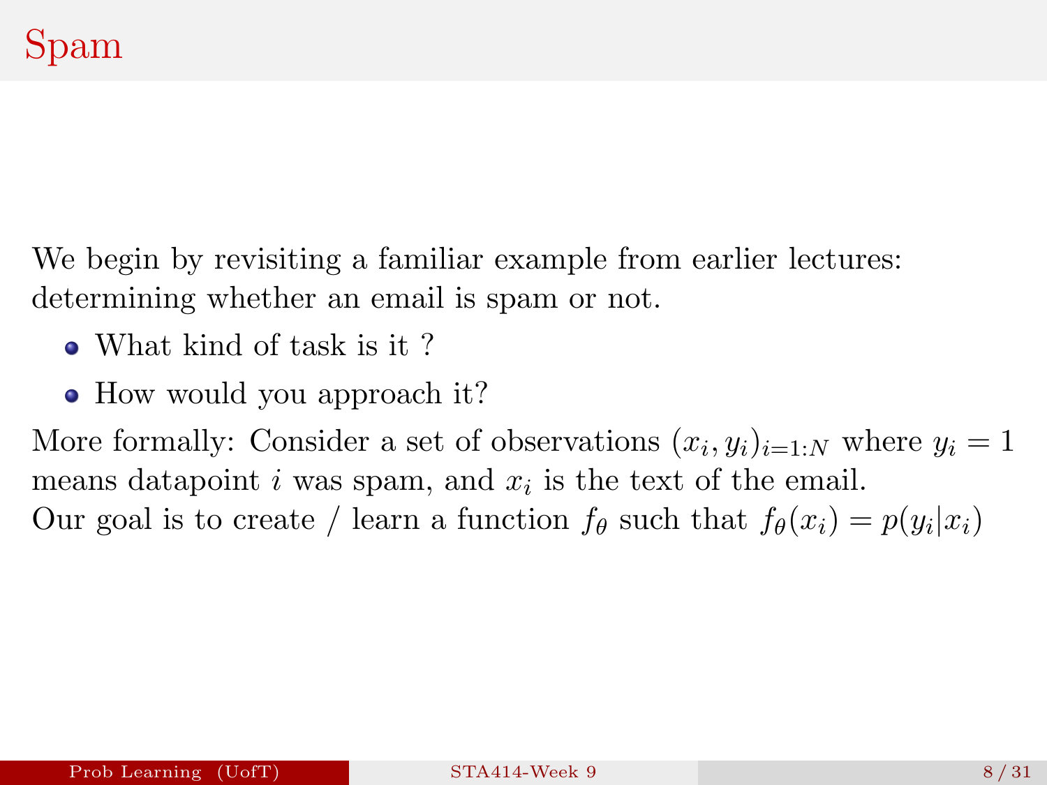# Spam

We begin by revisiting a familiar example from earlier lectures: determining whether an email is spam or not.

- What kind of task is it ?
- How would you approach it?

More formally: Consider a set of observations $(x_i, y_i)_{i=1:N}$ where $y_i = 1$ means datapoint $i$ was spam, and $x_i$ is the text of the email.
Our goal is to create / learn a function $f_\theta$ such that $f_\theta(x_i) = p(y_i|x_i)$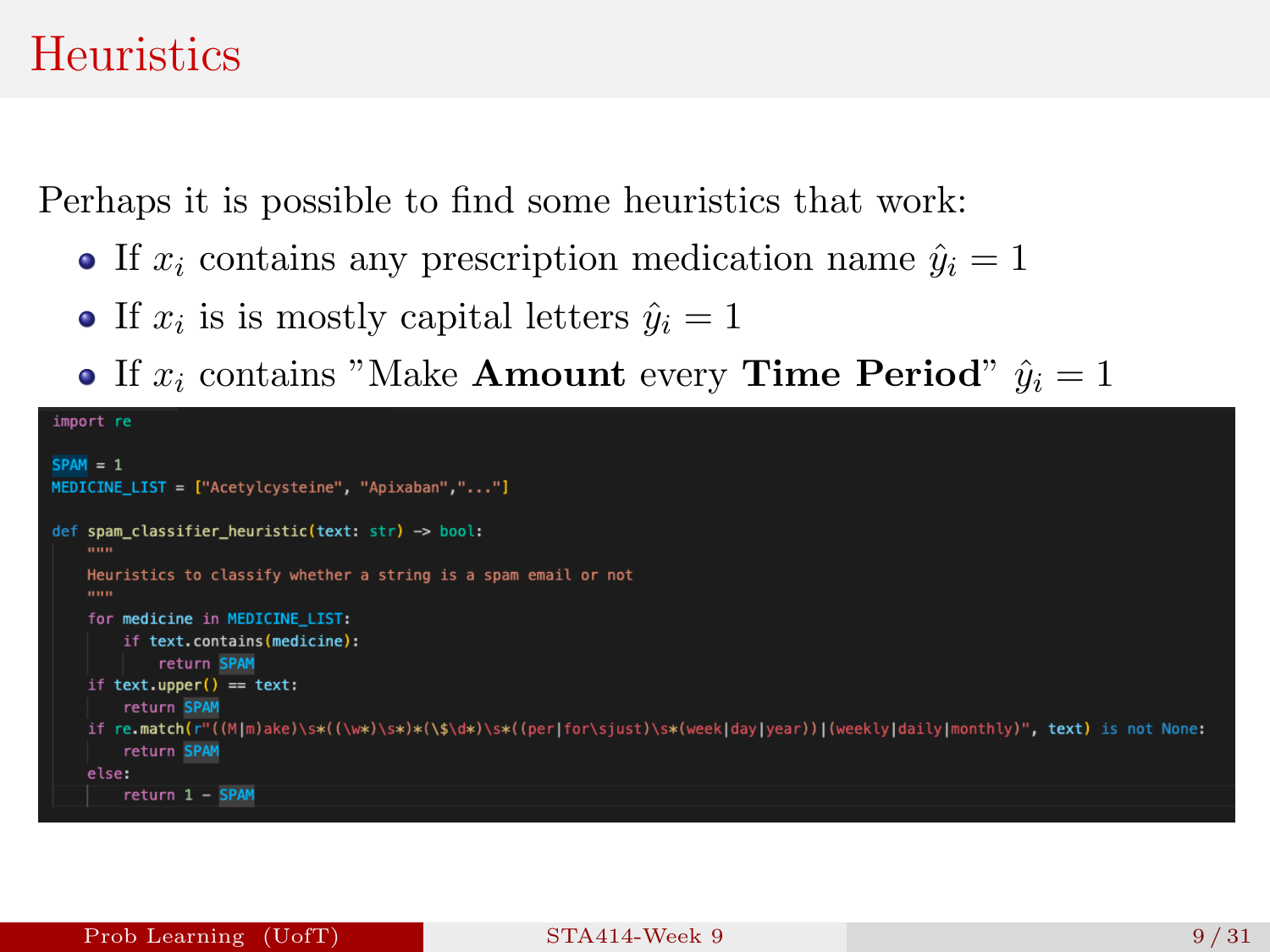# Heuristics

Perhaps it is possible to find some heuristics that work:

- If $x_i$ contains any prescription medication name $\hat{y}_i = 1$
- If $x_i$ is is mostly capital letters $\hat{y}_i = 1$
- If $x_i$ contains "Make **Amount** every **Time Period**" $\hat{y}_i = 1$

```python
import re

SPAM = 1
MEDICINE_LIST = ["Acetylcysteine", "Apixaban","..."]

def spam_classifier_heuristic(text: str) -> bool:
    """
    Heuristics to classify whether a string is a spam email or not
    """
    for medicine in MEDICINE_LIST:
        if text.contains(medicine):
            return SPAM
    if text.upper() == text:
        return SPAM
    if re.match(r"((M|m)ake)\s*((\w*)\s*)*(\$\d*)\s*((per|for\sjust)\s*(week|day|year))|(weekly|daily|monthly)", text) is not None:
        return SPAM
    else:
        return 1 - SPAM
```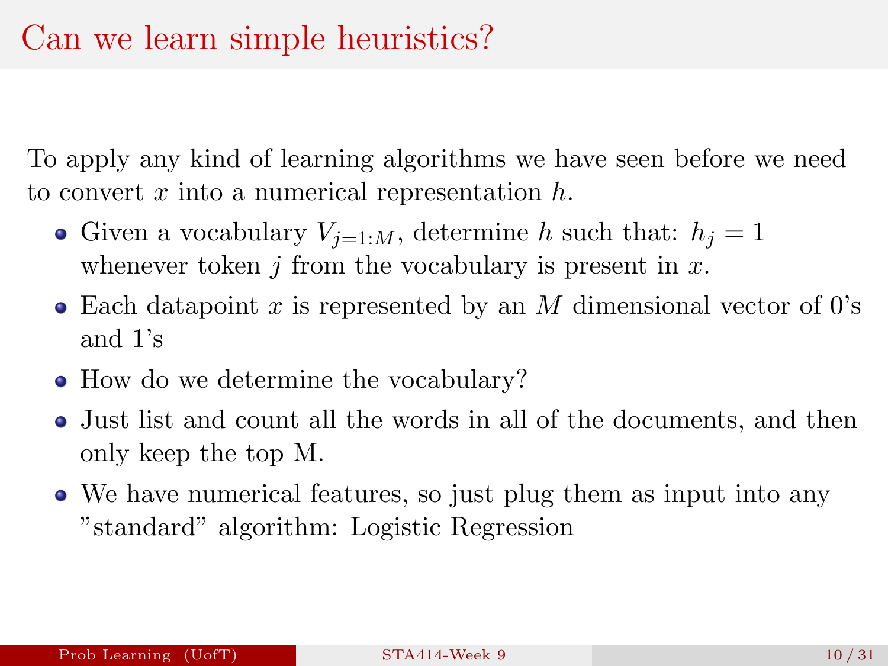# Can we learn simple heuristics?

To apply any kind of learning algorithms we have seen before we need to convert $x$ into a numerical representation $h$.

- Given a vocabulary $V_{j=1:M}$, determine $h$ such that: $h_j = 1$ whenever token $j$ from the vocabulary is present in $x$.
- Each datapoint $x$ is represented by an $M$ dimensional vector of 0's and 1's
- How do we determine the vocabulary?
- Just list and count all the words in all of the documents, and then only keep the top M.
- We have numerical features, so just plug them as input into any "standard" algorithm: Logistic Regression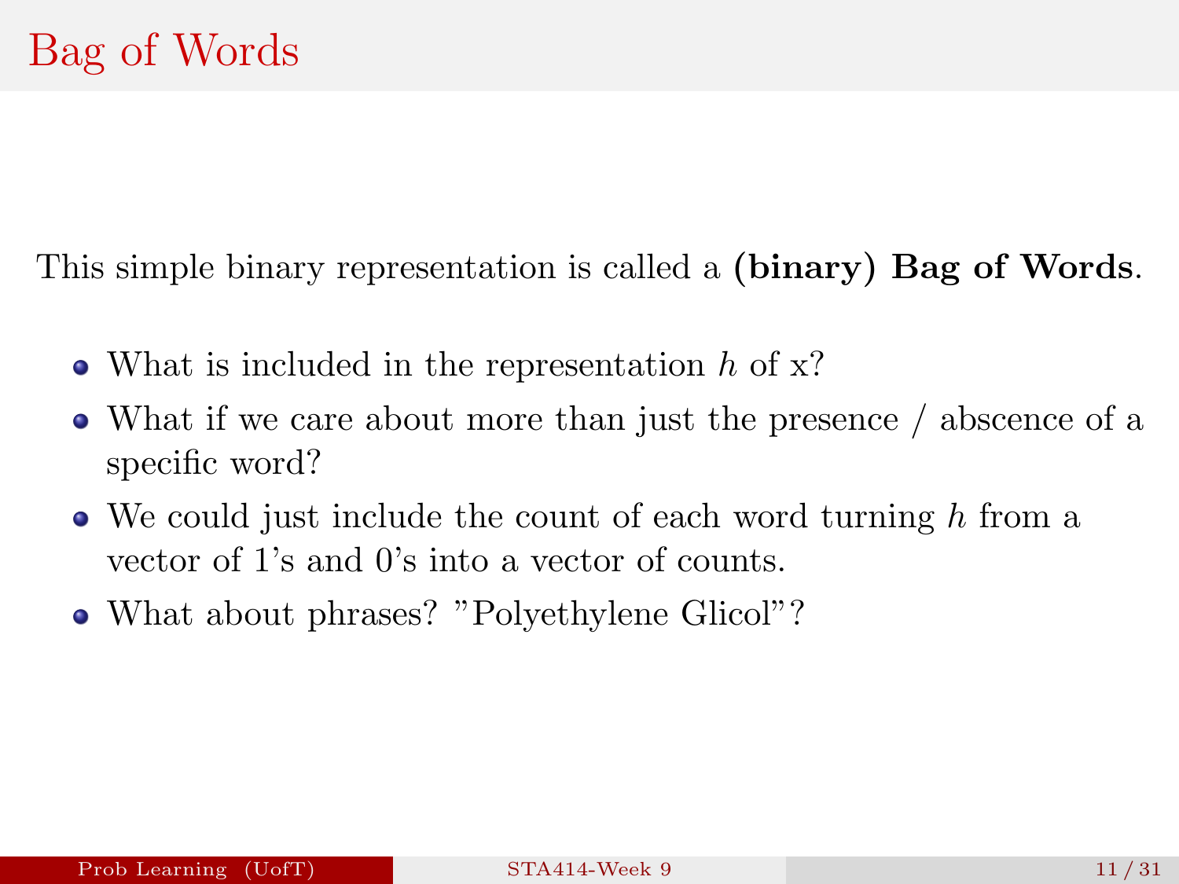# Bag of Words

This simple binary representation is called a **(binary) Bag of Words**.

- What is included in the representation $h$ of x?
- What if we care about more than just the presence / abscence of a specific word?
- We could just include the count of each word turning $h$ from a vector of 1's and 0's into a vector of counts.
- What about phrases? "Polyethylene Glicol"?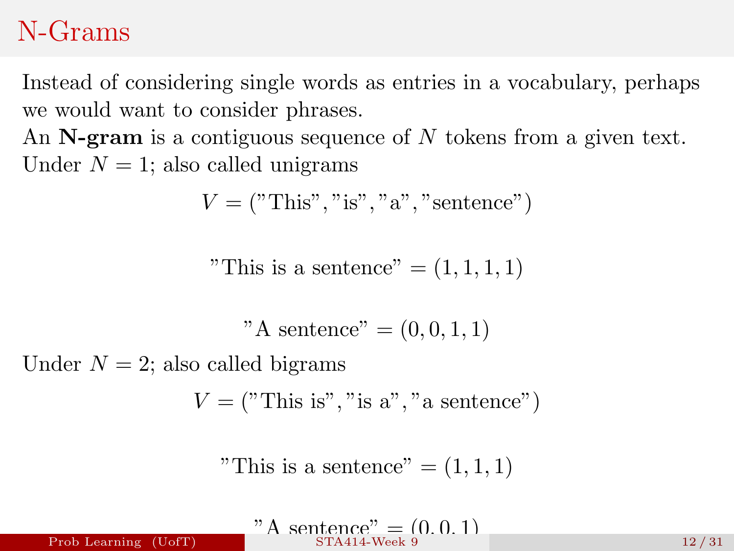# N-Grams

Instead of considering single words as entries in a vocabulary, perhaps we would want to consider phrases.

An **N-gram** is a contiguous sequence of $N$ tokens from a given text.

Under $N = 1$; also called unigrams

$$V = (\text{"This"}, \text{"is"}, \text{"a"}, \text{"sentence"})$$

$$\text{"This is a sentence"} = (1, 1, 1, 1)$$

$$\text{"A sentence"} = (0, 0, 1, 1)$$

Under $N = 2$; also called bigrams

$$V = (\text{"This is"}, \text{"is a"}, \text{"a sentence"})$$

$$\text{"This is a sentence"} = (1, 1, 1)$$

$$\text{"A sentence"} = (0, 0, 1)$$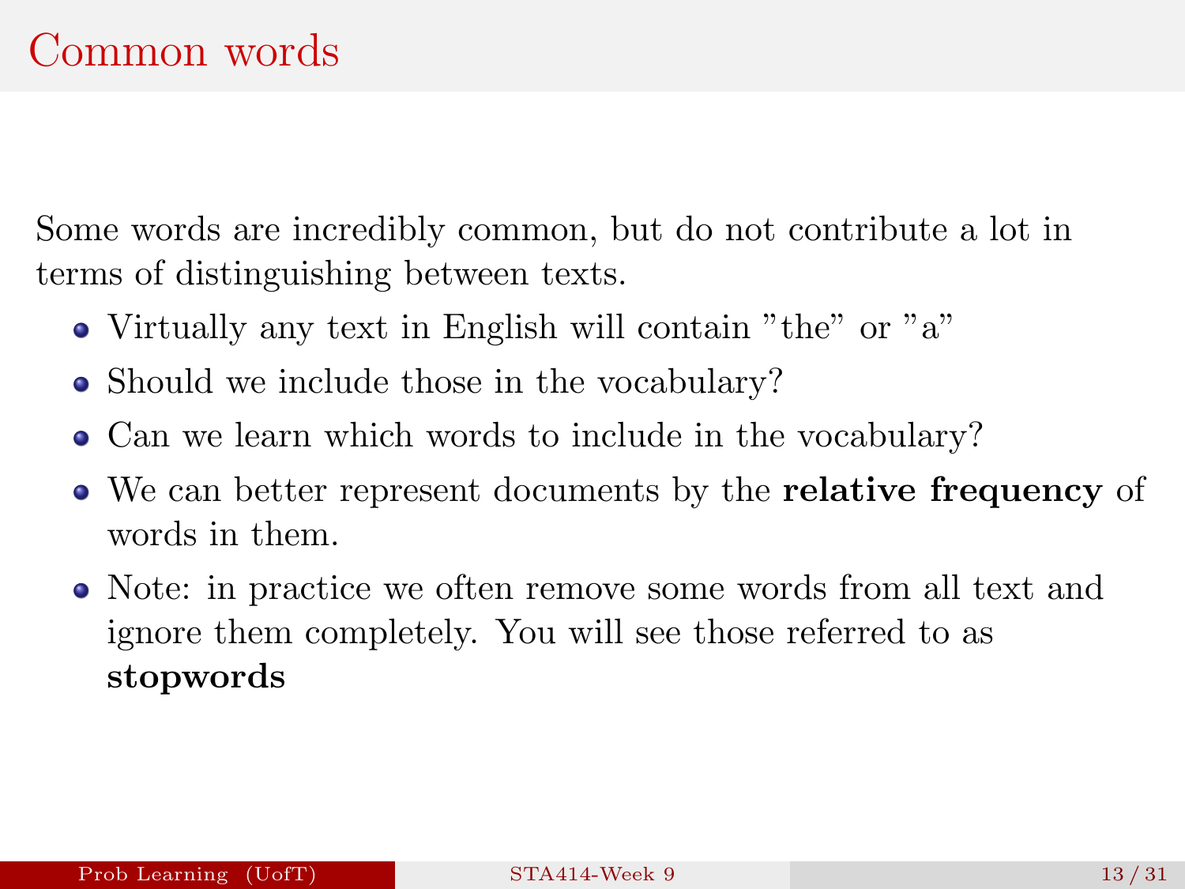# Common words

Some words are incredibly common, but do not contribute a lot in terms of distinguishing between texts.

- Virtually any text in English will contain "the" or "a"
- Should we include those in the vocabulary?
- Can we learn which words to include in the vocabulary?
- We can better represent documents by the **relative frequency** of words in them.
- Note: in practice we often remove some words from all text and ignore them completely. You will see those referred to as **stopwords**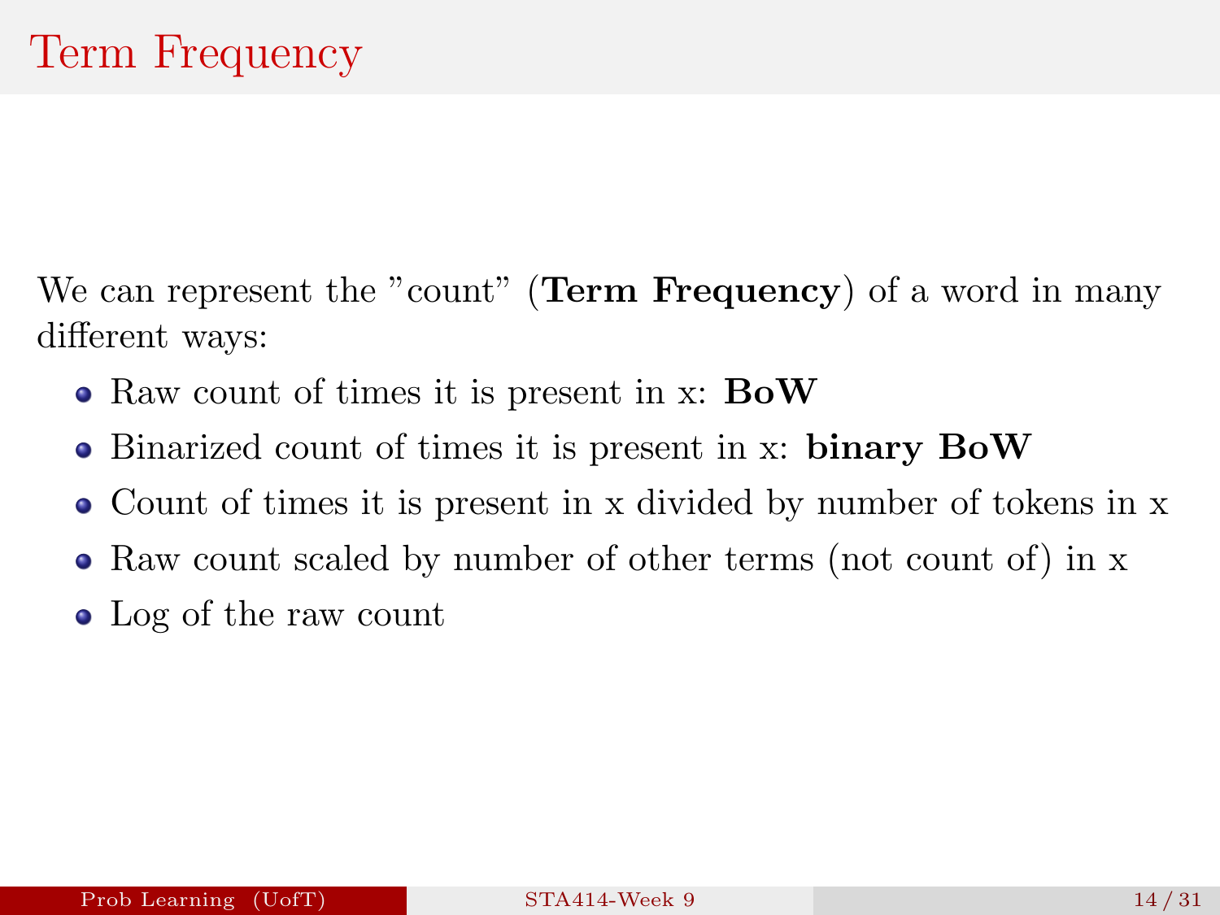# Term Frequency

We can represent the "count" (**Term Frequency**) of a word in many different ways:

- Raw count of times it is present in x: **BoW**
- Binarized count of times it is present in x: **binary BoW**
- Count of times it is present in x divided by number of tokens in x
- Raw count scaled by number of other terms (not count of) in x
- Log of the raw count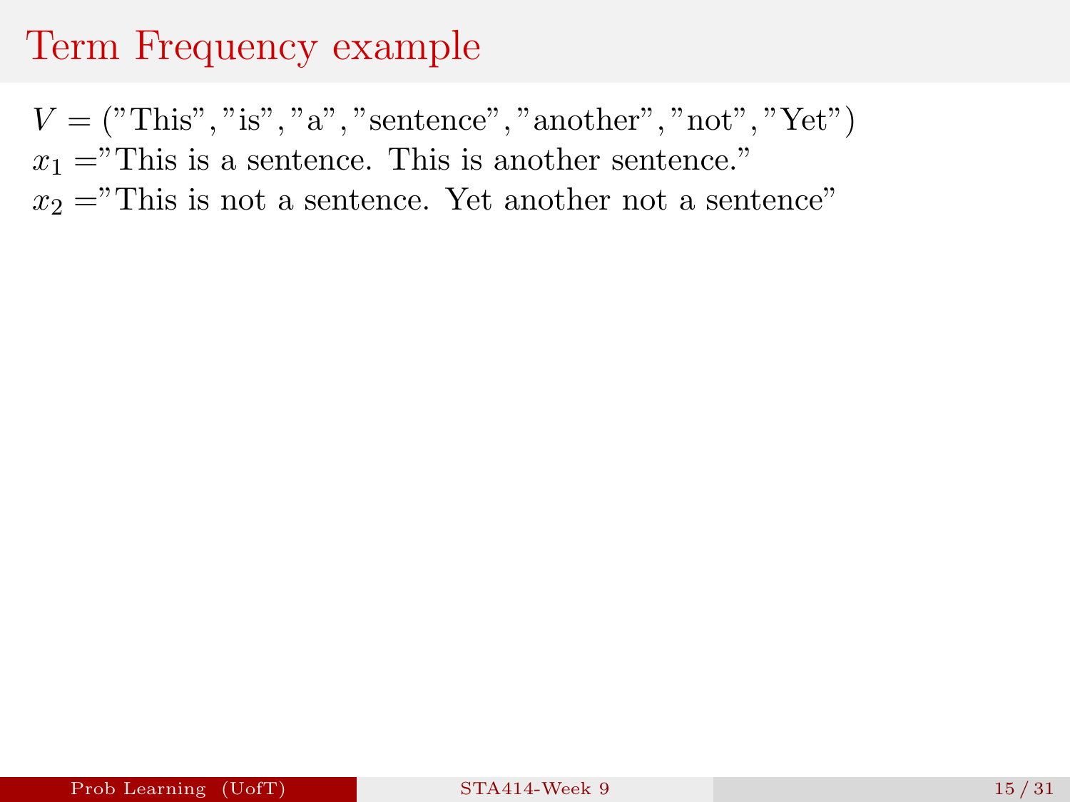# Term Frequency example

$V =$ ("This", "is", "a", "sentence", "another", "not", "Yet")

$x_1 =$ "This is a sentence. This is another sentence."

$x_2 =$ "This is not a sentence. Yet another not a sentence"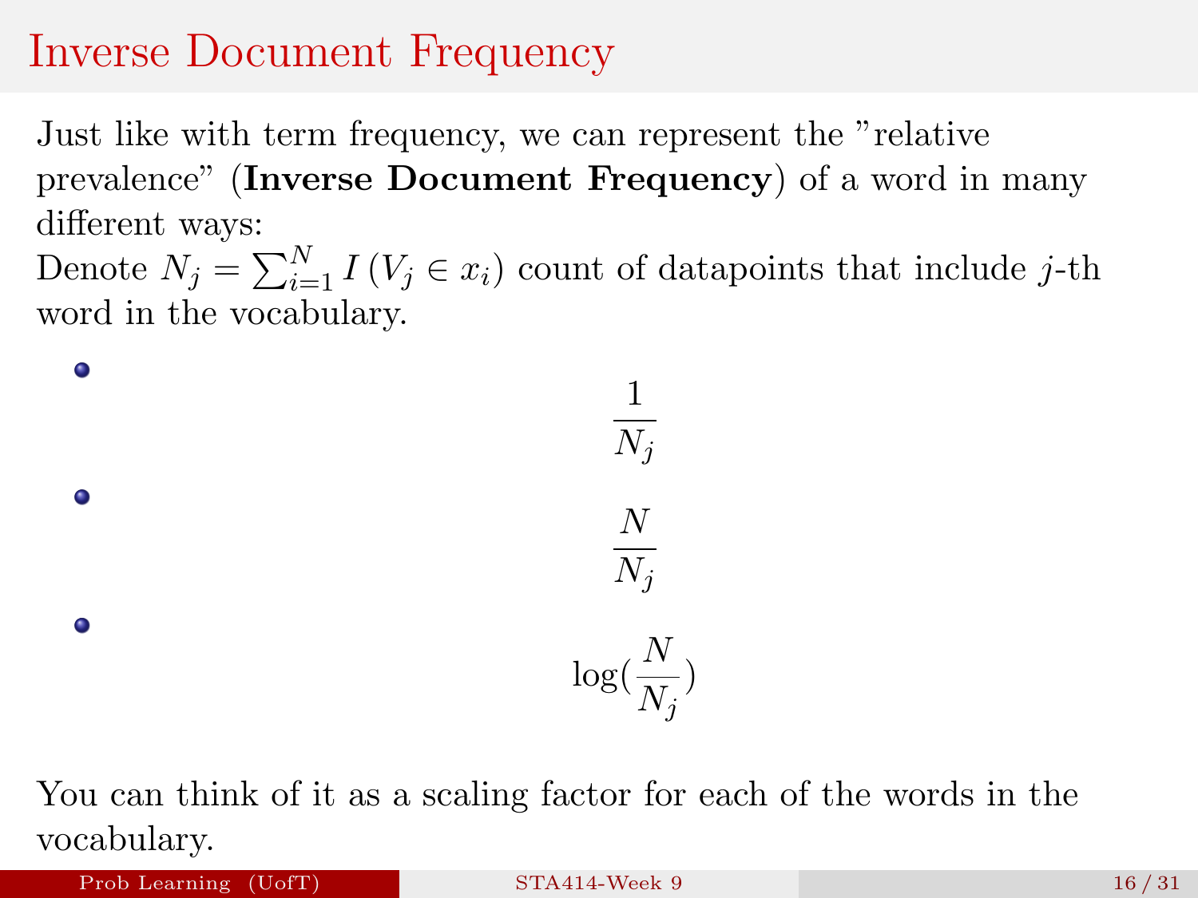# Inverse Document Frequency

Just like with term frequency, we can represent the "relative prevalence" (**Inverse Document Frequency**) of a word in many different ways:

Denote $N_j = \sum_{i=1}^{N} I(V_j \in x_i)$ count of datapoints that include $j$-th word in the vocabulary.

- $$\frac{1}{N_j}$$
- $$\frac{N}{N_j}$$
- $$\log(\frac{N}{N_j})$$

You can think of it as a scaling factor for each of the words in the vocabulary.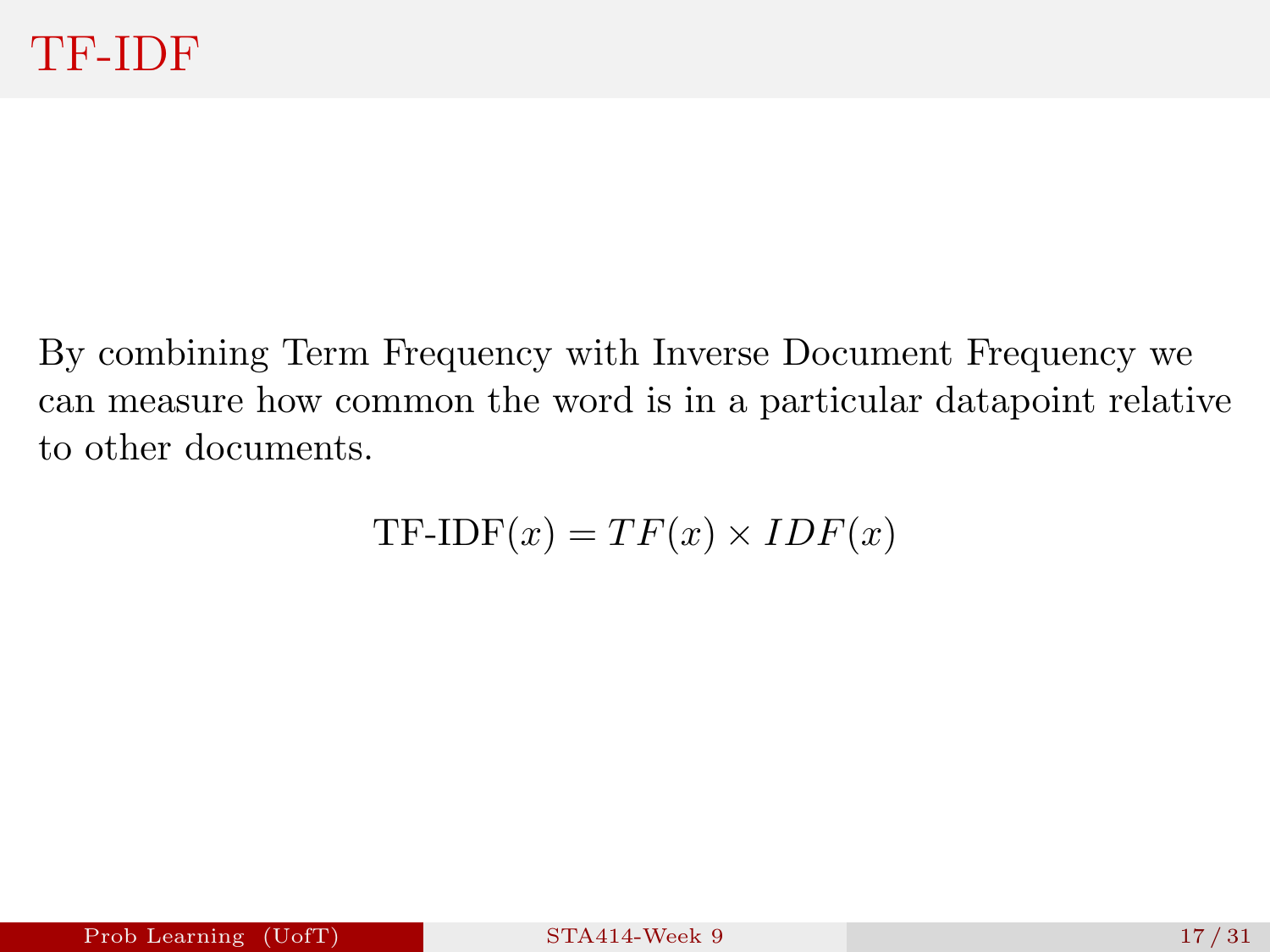# TF-IDF

By combining Term Frequency with Inverse Document Frequency we can measure how common the word is in a particular datapoint relative to other documents.

$$\text{TF-IDF}(x) = TF(x) \times IDF(x)$$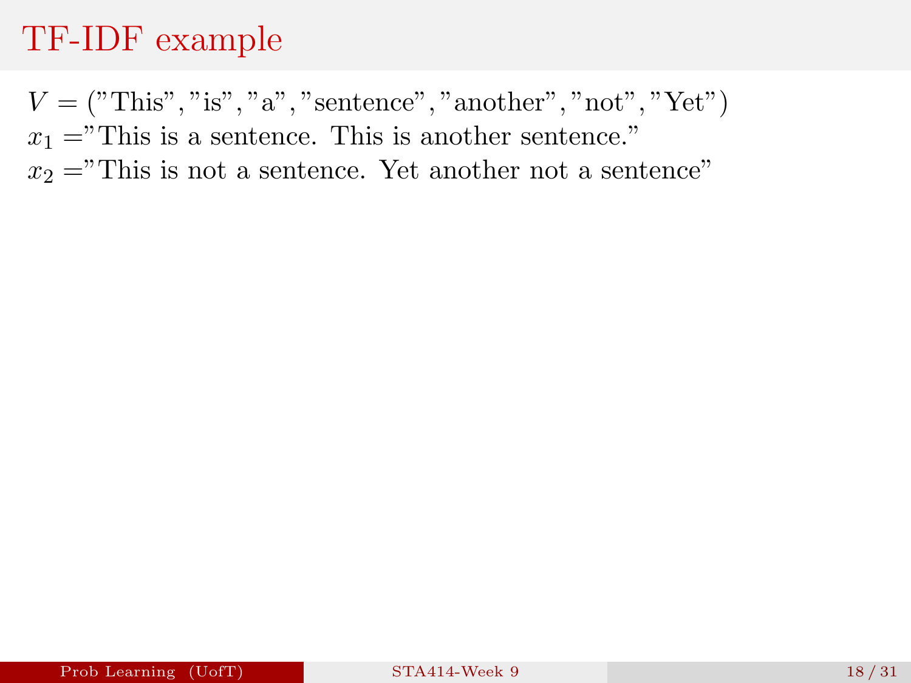# TF-IDF example

$V = (\text{"This"}, \text{"is"}, \text{"a"}, \text{"sentence"}, \text{"another"}, \text{"not"}, \text{"Yet"})$

$x_1 =$ "This is a sentence. This is another sentence."

$x_2 =$ "This is not a sentence. Yet another not a sentence"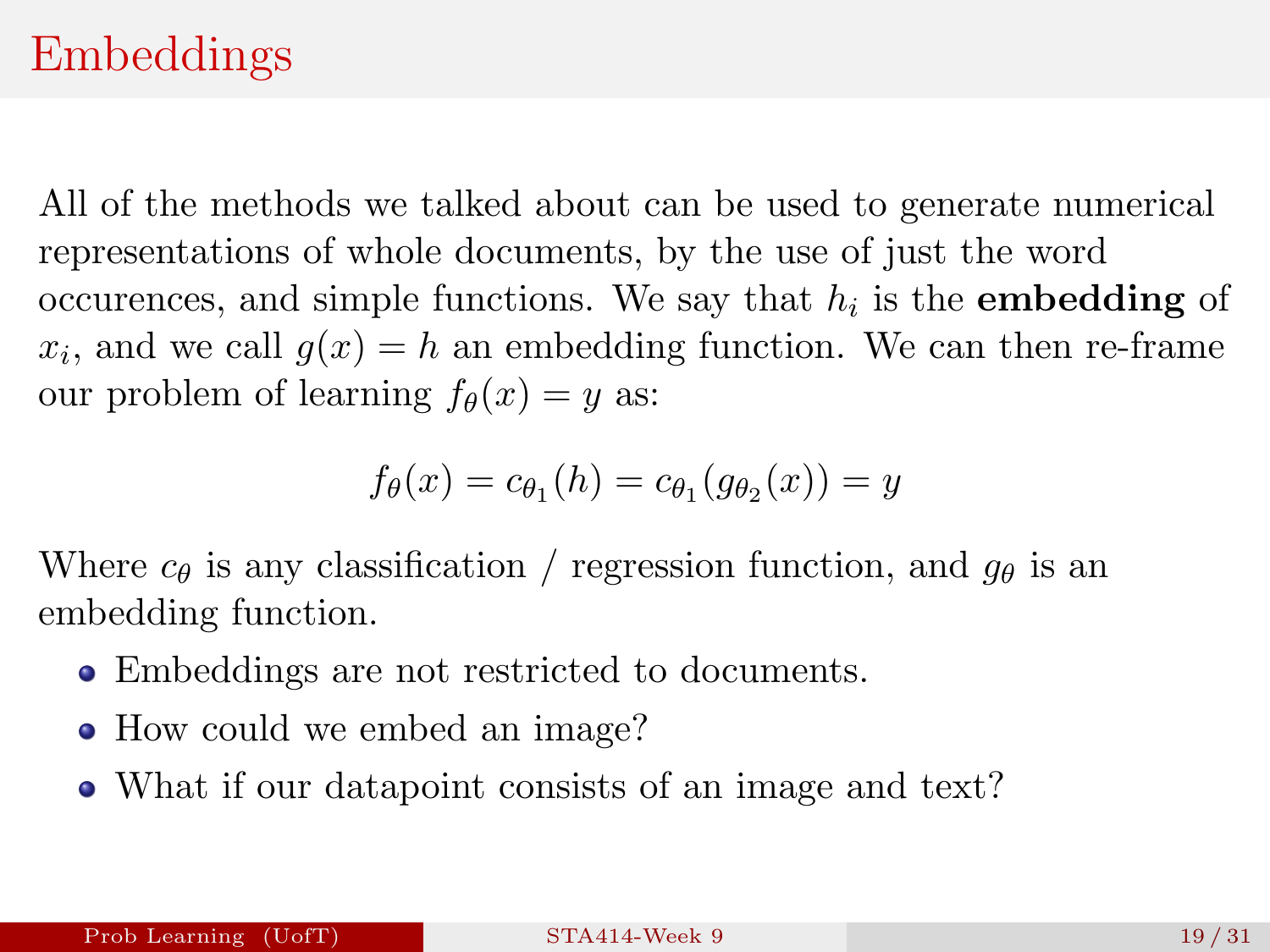# Embeddings

All of the methods we talked about can be used to generate numerical representations of whole documents, by the use of just the word occurences, and simple functions. We say that $h_i$ is the **embedding** of $x_i$, and we call $g(x) = h$ an embedding function. We can then re-frame our problem of learning $f_\theta(x) = y$ as:

$$f_\theta(x) = c_{\theta_1}(h) = c_{\theta_1}(g_{\theta_2}(x)) = y$$

Where $c_\theta$ is any classification / regression function, and $g_\theta$ is an embedding function.

- Embeddings are not restricted to documents.
- How could we embed an image?
- What if our datapoint consists of an image and text?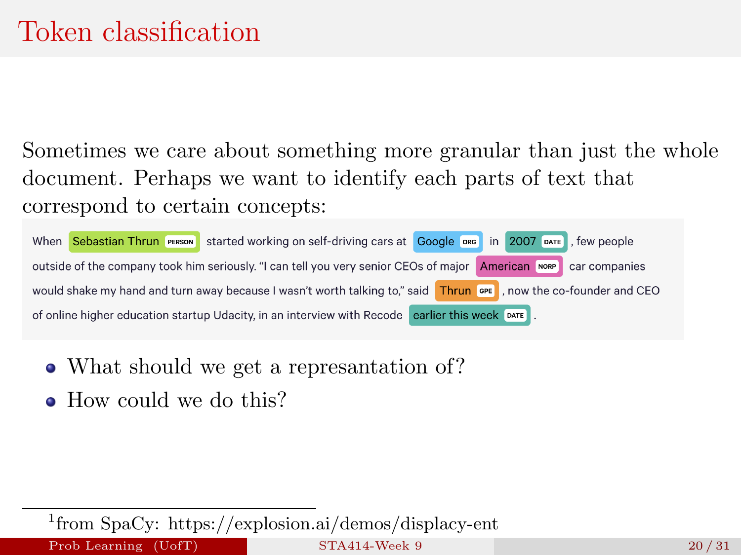# Token classification

Sometimes we care about something more granular than just the whole document. Perhaps we want to identify each parts of text that correspond to certain concepts:

When Sebastian Thrun PERSON started working on self-driving cars at Google ORG in 2007 DATE , few people outside of the company took him seriously. "I can tell you very senior CEOs of major American NORP car companies would shake my hand and turn away because I wasn't worth talking to," said Thrun GPE , now the co-founder and CEO of online higher education startup Udacity, in an interview with Recode earlier this week DATE .

- What should we get a represantation of?
- How could we do this?

[1] from SpaCy: https://explosion.ai/demos/displacy-ent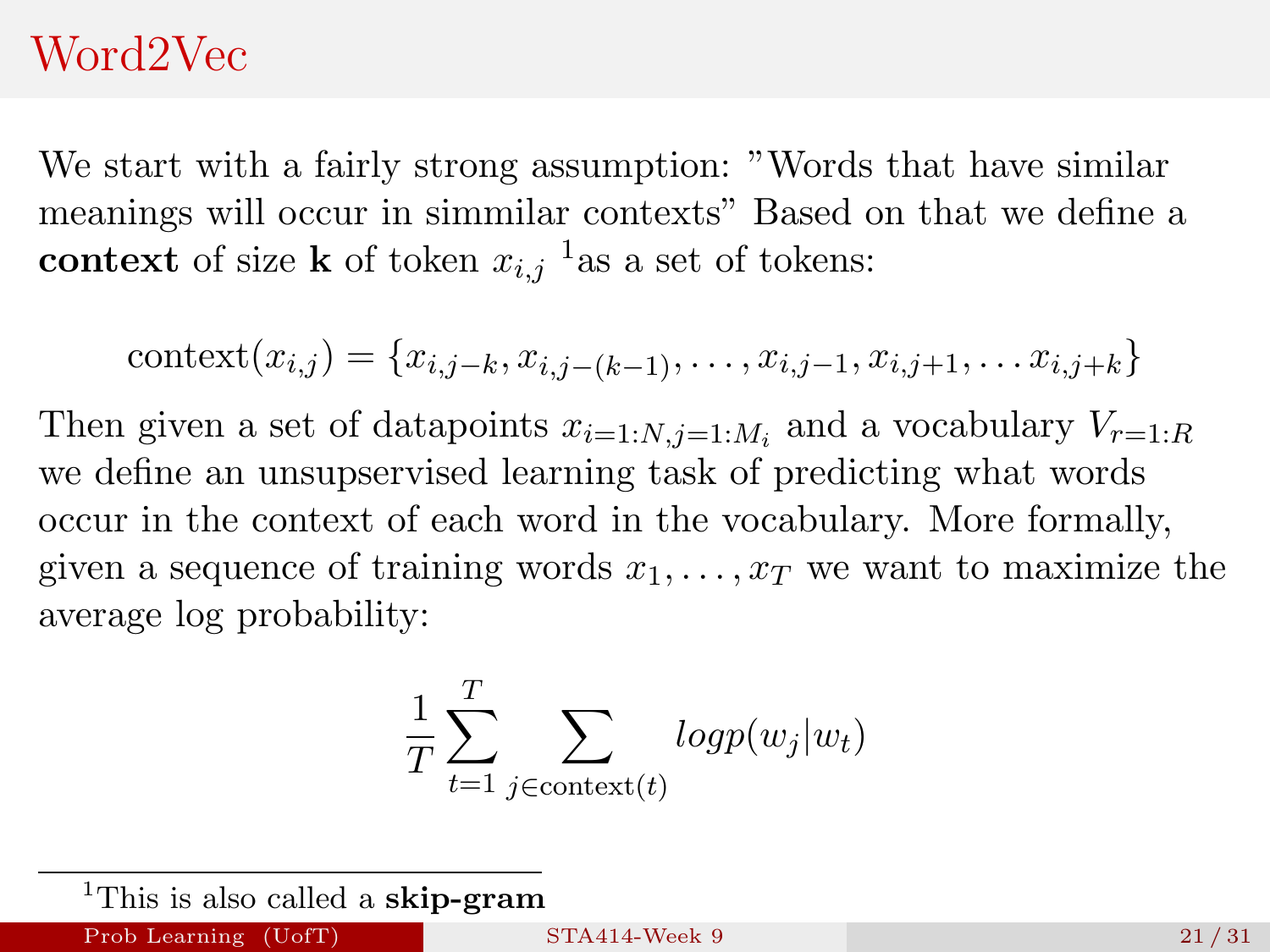# Word2Vec

We start with a fairly strong assumption: "Words that have similar meanings will occur in simmilar contexts" Based on that we define a **context** of size **k** of token $x_{i,j}$ [1]as a set of tokens:

$$\text{context}(x_{i,j}) = \{x_{i,j-k}, x_{i,j-(k-1)}, \ldots, x_{i,j-1}, x_{i,j+1}, \ldots x_{i,j+k}\}$$

Then given a set of datapoints $x_{i=1:N,j=1:M_i}$ and a vocabulary $V_{r=1:R}$ we define an unsupservised learning task of predicting what words occur in the context of each word in the vocabulary. More formally, given a sequence of training words $x_1, \ldots, x_T$ we want to maximize the average log probability:

$$\frac{1}{T}\sum_{t=1}^{T}\sum_{j\in\text{context}(t)} logp(w_j|w_t)$$

[1]This is also called a **skip-gram**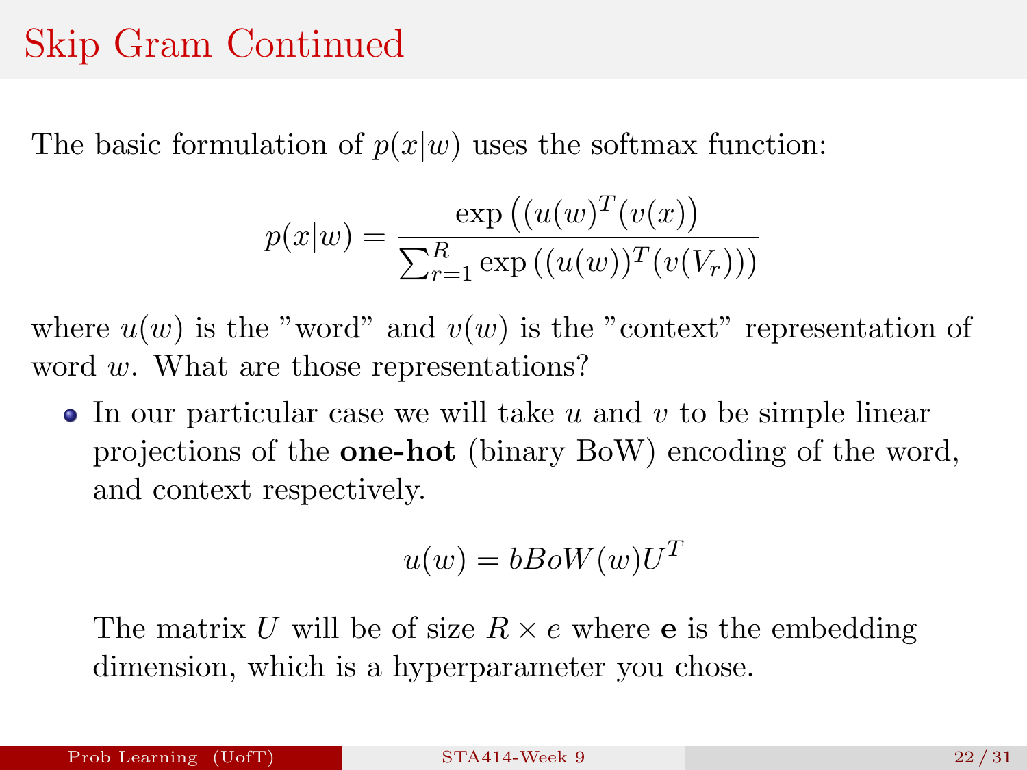# Skip Gram Continued

The basic formulation of $p(x|w)$ uses the softmax function:

$$p(x|w) = \frac{\exp\left((u(w)^T(v(x)\right)}{\sum_{r=1}^{R} \exp\left((u(w))^T(v(V_r))\right)}$$

where $u(w)$ is the "word" and $v(w)$ is the "context" representation of word $w$. What are those representations?

- In our particular case we will take $u$ and $v$ to be simple linear projections of the **one-hot** (binary BoW) encoding of the word, and context respectively.

$$u(w) = bBoW(w)U^T$$

The matrix $U$ will be of size $R \times e$ where **e** is the embedding dimension, which is a hyperparameter you chose.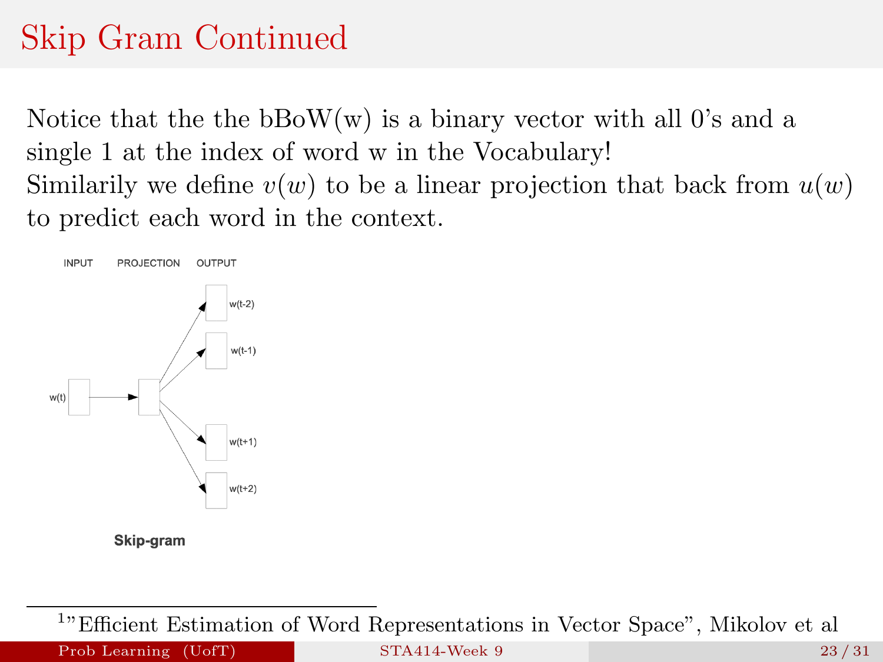# Skip Gram Continued

Notice that the the bBoW(w) is a binary vector with all 0's and a single 1 at the index of word w in the Vocabulary!
Similarily we define $v(w)$ to be a linear projection that back from $u(w)$ to predict each word in the context.

INPUT PROJECTION OUTPUT

w(t) → → w(t-2), w(t-1), w(t+1), w(t+2)

**Skip-gram**

[1] "Efficient Estimation of Word Representations in Vector Space", Mikolov et al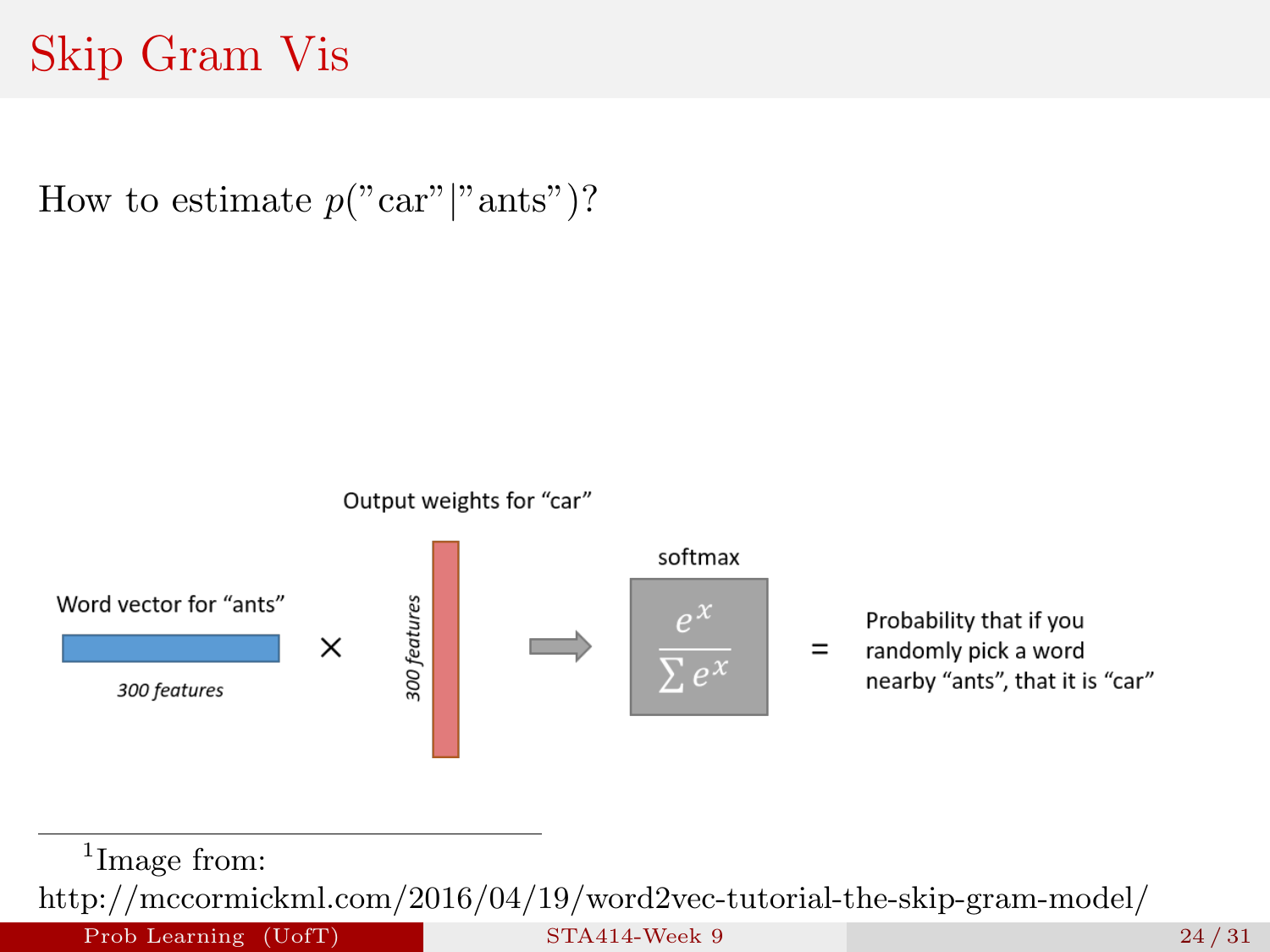# Skip Gram Vis

How to estimate $p(\text{"car"}|\text{"ants"})$?

Output weights for "car"

Word vector for "ants" × 300 features → softmax $\frac{e^x}{\sum e^x}$ = Probability that if you randomly pick a word nearby "ants", that it is "car"

300 features

[1] Image from: http://mccormickml.com/2016/04/19/word2vec-tutorial-the-skip-gram-model/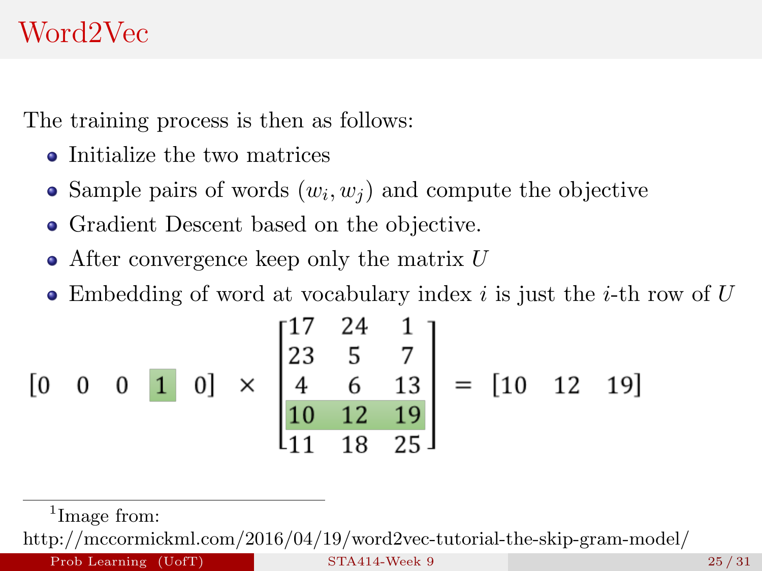# Word2Vec

The training process is then as follows:

- Initialize the two matrices
- Sample pairs of words $(w_i, w_j)$ and compute the objective
- Gradient Descent based on the objective.
- After convergence keep only the matrix $U$
- Embedding of word at vocabulary index $i$ is just the $i$-th row of $U$

$$\begin{bmatrix} 0 & 0 & 0 & 1 & 0 \end{bmatrix} \times \begin{bmatrix} 17 & 24 & 1 \\ 23 & 5 & 7 \\ 4 & 6 & 13 \\ 10 & 12 & 19 \\ 11 & 18 & 25 \end{bmatrix} = \begin{bmatrix} 10 & 12 & 19 \end{bmatrix}$$

[1] Image from: http://mccormickml.com/2016/04/19/word2vec-tutorial-the-skip-gram-model/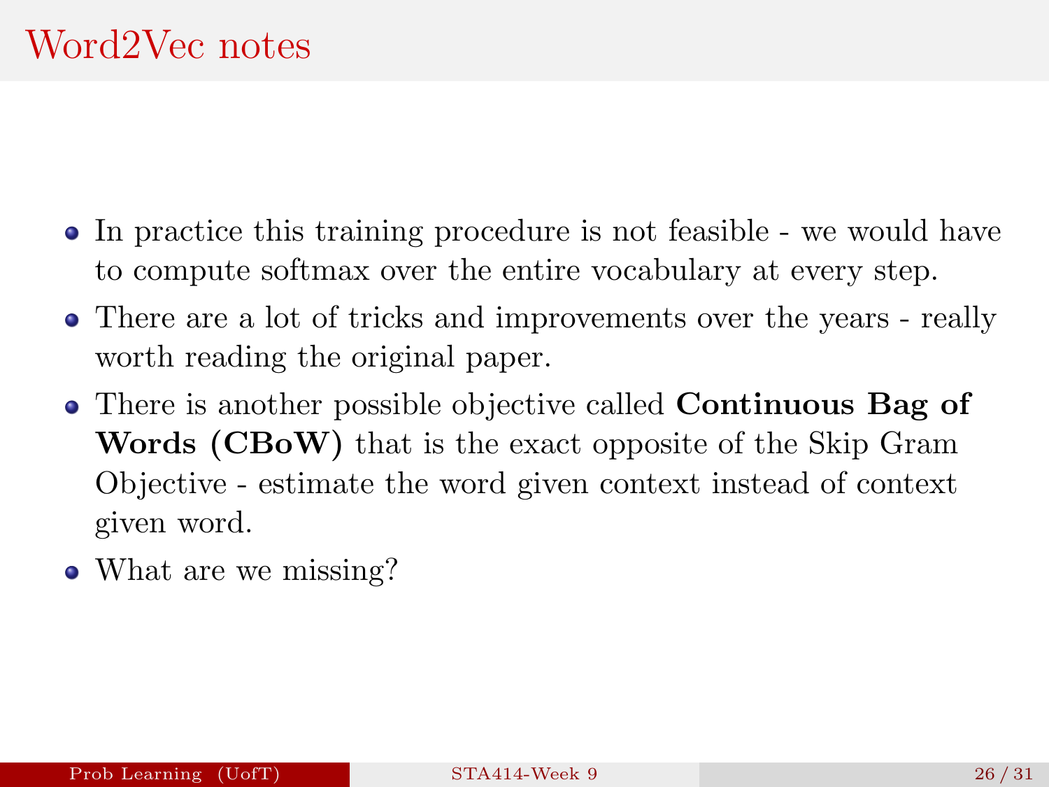# Word2Vec notes

- In practice this training procedure is not feasible - we would have to compute softmax over the entire vocabulary at every step.
- There are a lot of tricks and improvements over the years - really worth reading the original paper.
- There is another possible objective called **Continuous Bag of Words (CBoW)** that is the exact opposite of the Skip Gram Objective - estimate the word given context instead of context given word.
- What are we missing?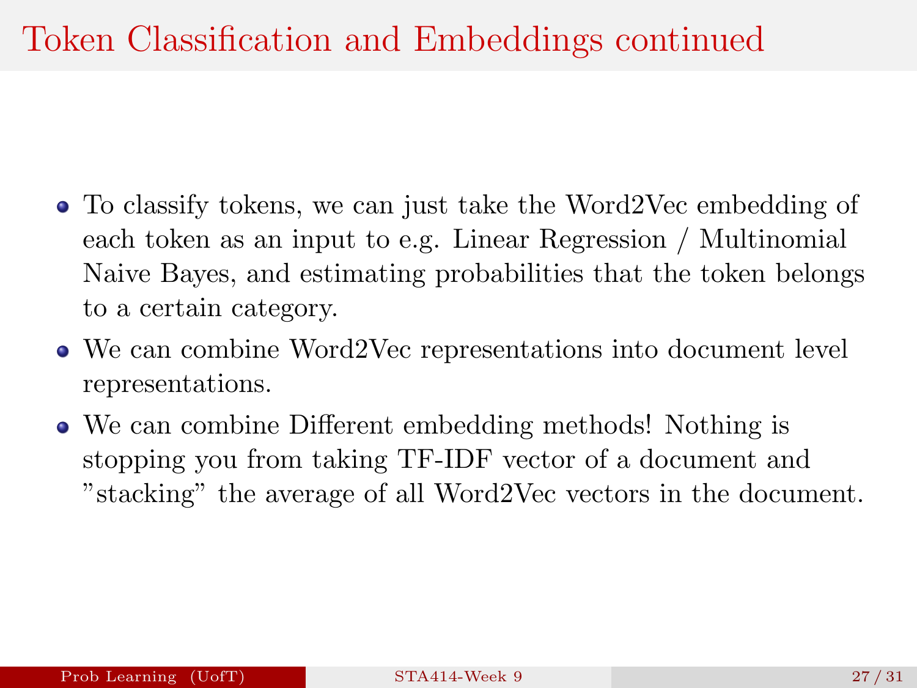# Token Classification and Embeddings continued

- To classify tokens, we can just take the Word2Vec embedding of each token as an input to e.g. Linear Regression / Multinomial Naive Bayes, and estimating probabilities that the token belongs to a certain category.
- We can combine Word2Vec representations into document level representations.
- We can combine Different embedding methods! Nothing is stopping you from taking TF-IDF vector of a document and "stacking" the average of all Word2Vec vectors in the document.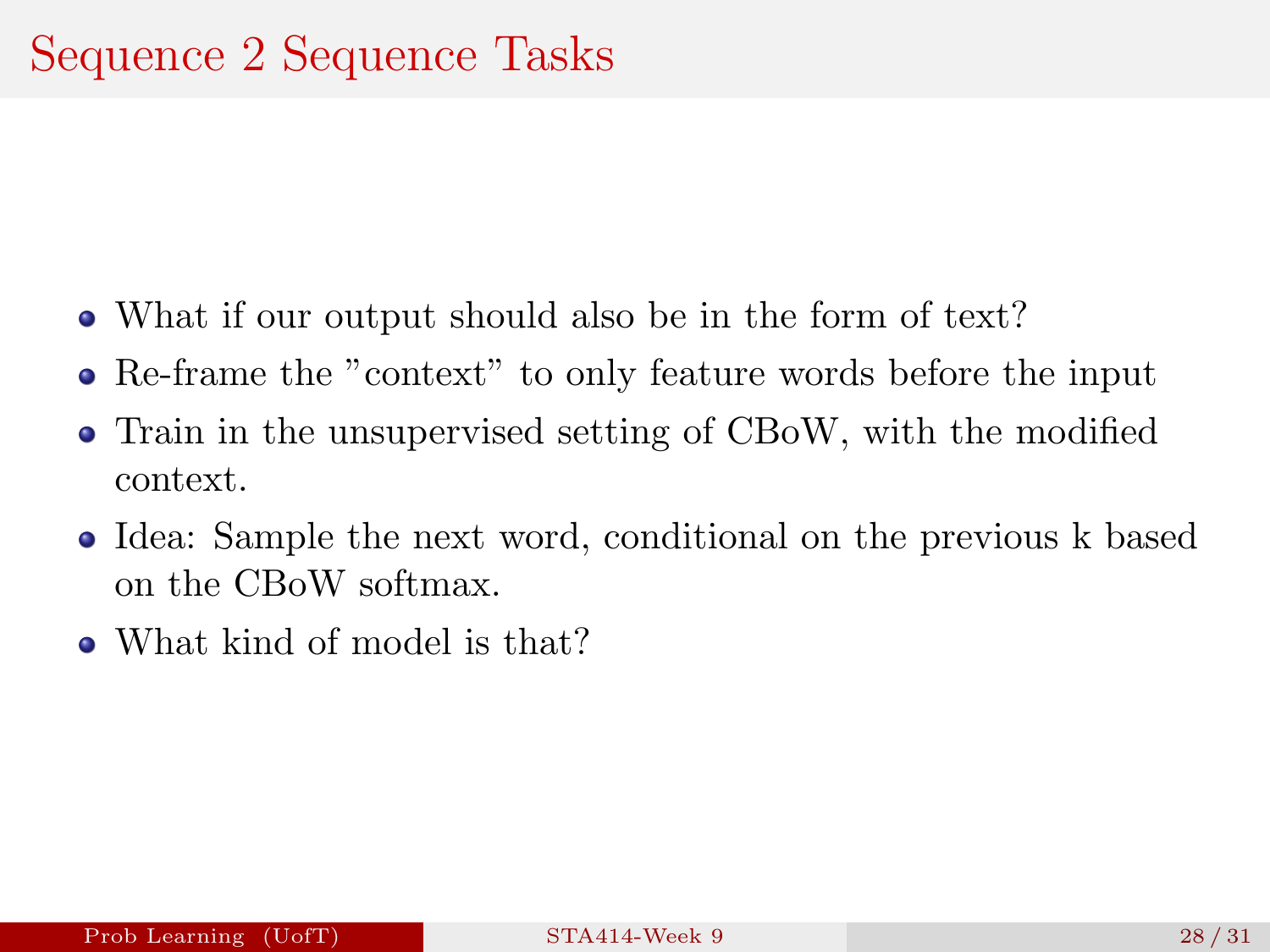# Sequence 2 Sequence Tasks

- What if our output should also be in the form of text?
- Re-frame the "context" to only feature words before the input
- Train in the unsupervised setting of CBoW, with the modified context.
- Idea: Sample the next word, conditional on the previous k based on the CBoW softmax.
- What kind of model is that?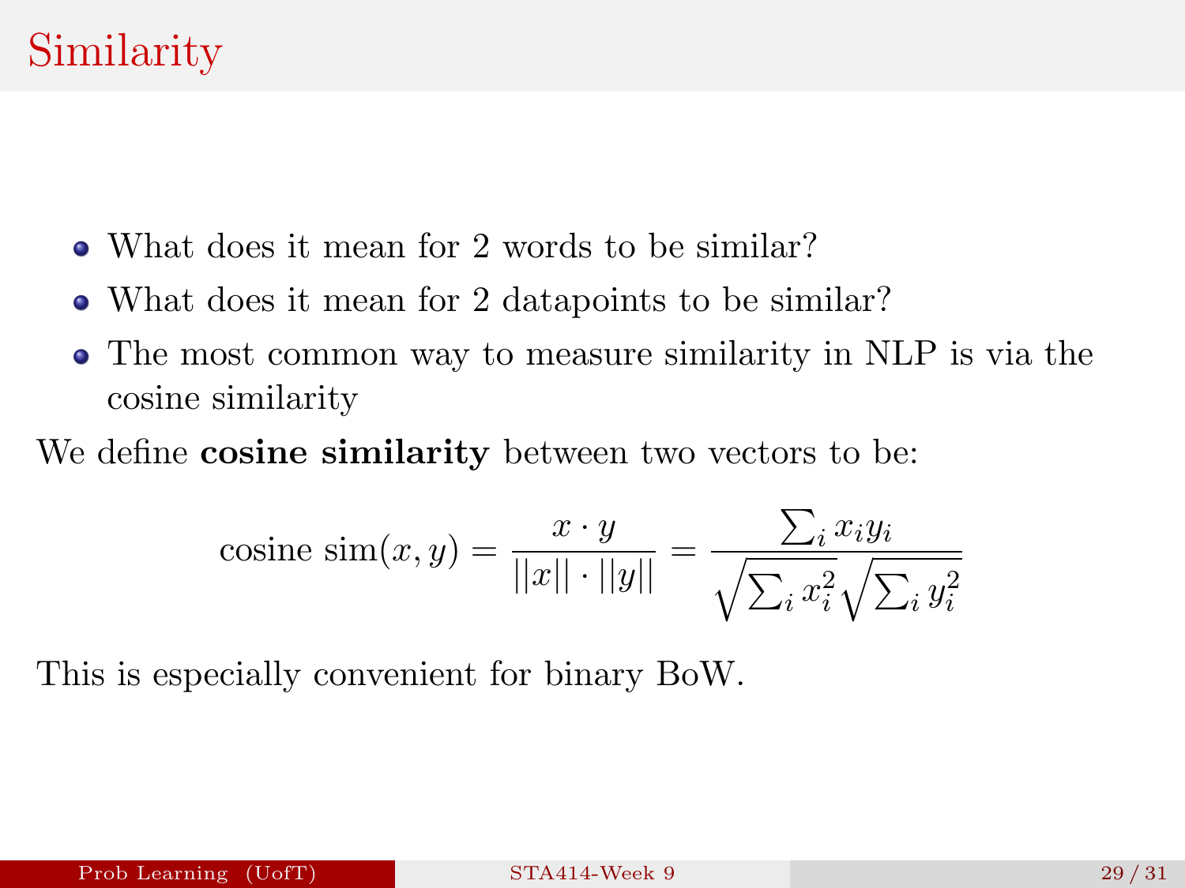# Similarity

- What does it mean for 2 words to be similar?
- What does it mean for 2 datapoints to be similar?
- The most common way to measure similarity in NLP is via the cosine similarity

We define **cosine similarity** between two vectors to be:

$$\text{cosine sim}(x, y) = \frac{x \cdot y}{||x|| \cdot ||y||} = \frac{\sum_i x_i y_i}{\sqrt{\sum_i x_i^2}\sqrt{\sum_i y_i^2}}$$

This is especially convenient for binary BoW.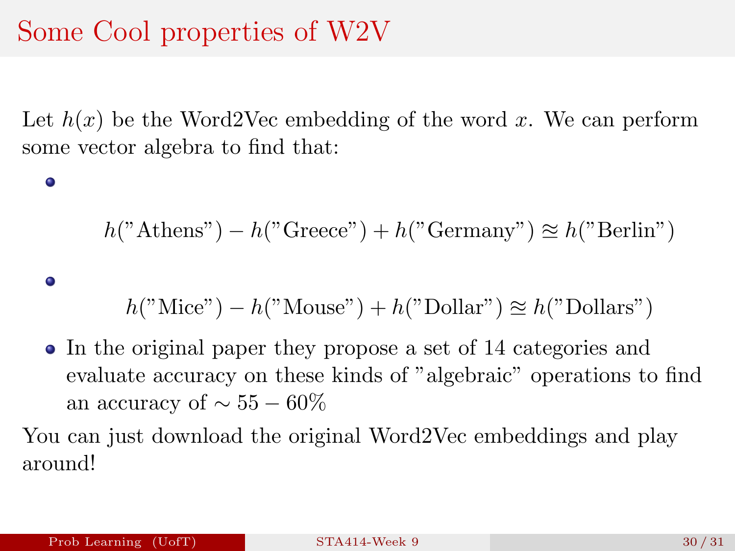# Some Cool properties of W2V

Let $h(x)$ be the Word2Vec embedding of the word $x$. We can perform some vector algebra to find that:

- $$h(\text{"Athens"}) - h(\text{"Greece"}) + h(\text{"Germany"}) \approxeq h(\text{"Berlin"})$$

- $$h(\text{"Mice"}) - h(\text{"Mouse"}) + h(\text{"Dollar"}) \approxeq h(\text{"Dollars"})$$

- In the original paper they propose a set of 14 categories and evaluate accuracy on these kinds of "algebraic" operations to find an accuracy of $\sim 55 - 60\%$

You can just download the original Word2Vec embeddings and play around!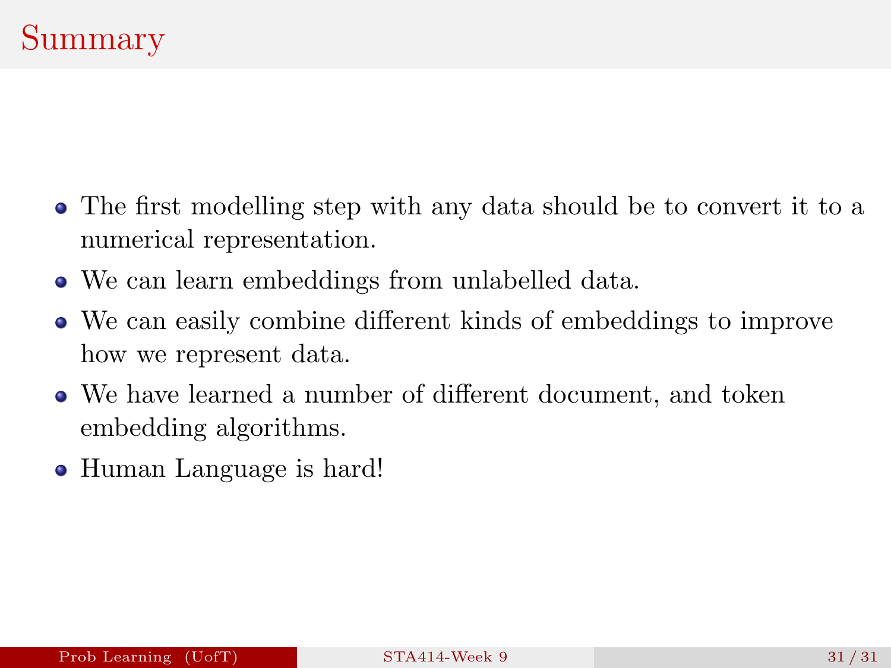# Summary

- The first modelling step with any data should be to convert it to a numerical representation.
- We can learn embeddings from unlabelled data.
- We can easily combine different kinds of embeddings to improve how we represent data.
- We have learned a number of different document, and token embedding algorithms.
- Human Language is hard!